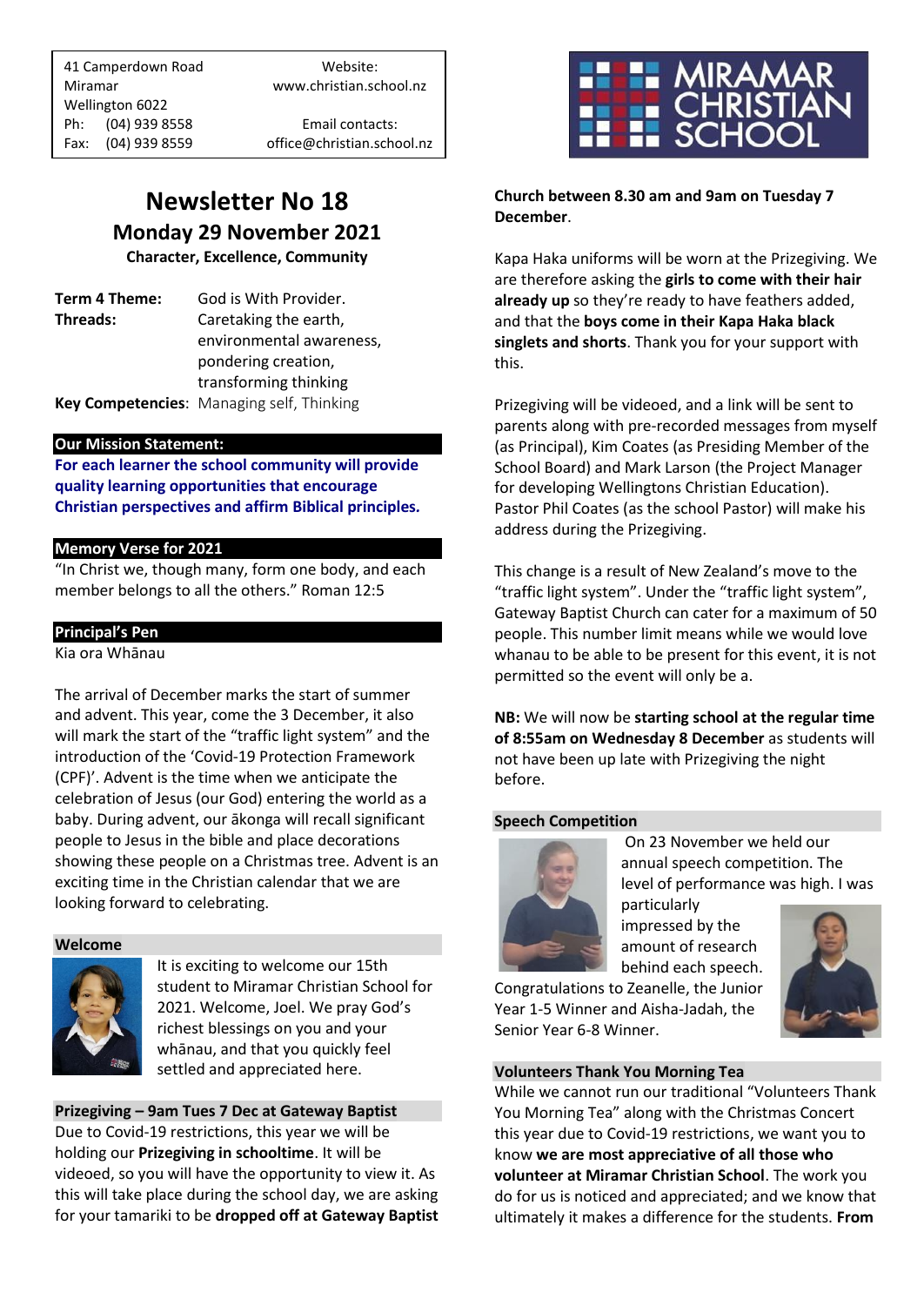41 Camperdown Road
Miramar
Wellington 6022
Ph: (04) 939 8558
Fax: (04) 939 8559

Website:
www.christian.school.nz

Email contacts:
office@christian.school.nz

MIRAMAR CHRISTIAN SCHOOL

# Newsletter No 18

## Monday 29 November 2021

**Character, Excellence, Community**

**Term 4 Theme:** God is With Provider.
**Threads:** Caretaking the earth, environmental awareness, pondering creation, transforming thinking
**Key Competencies**: Managing self, Thinking

### Our Mission Statement:

**For each learner the school community will provide quality learning opportunities that encourage Christian perspectives and affirm Biblical principles.**

### Memory Verse for 2021

"In Christ we, though many, form one body, and each member belongs to all the others." Roman 12:5

### Principal's Pen

Kia ora Whānau

The arrival of December marks the start of summer and advent. This year, come the 3 December, it also will mark the start of the "traffic light system" and the introduction of the 'Covid-19 Protection Framework (CPF)'. Advent is the time when we anticipate the celebration of Jesus (our God) entering the world as a baby. During advent, our ākonga will recall significant people to Jesus in the bible and place decorations showing these people on a Christmas tree. Advent is an exciting time in the Christian calendar that we are looking forward to celebrating.

### Welcome

It is exciting to welcome our 15th student to Miramar Christian School for 2021. Welcome, Joel. We pray God's richest blessings on you and your whānau, and that you quickly feel settled and appreciated here.

### Prizegiving – 9am Tues 7 Dec at Gateway Baptist

Due to Covid-19 restrictions, this year we will be holding our **Prizegiving in schooltime**. It will be videoed, so you will have the opportunity to view it. As this will take place during the school day, we are asking for your tamariki to be **dropped off at Gateway Baptist Church between 8.30 am and 9am on Tuesday 7 December**.

Kapa Haka uniforms will be worn at the Prizegiving. We are therefore asking the **girls to come with their hair already up** so they're ready to have feathers added, and that the **boys come in their Kapa Haka black singlets and shorts**. Thank you for your support with this.

Prizegiving will be videoed, and a link will be sent to parents along with pre-recorded messages from myself (as Principal), Kim Coates (as Presiding Member of the School Board) and Mark Larson (the Project Manager for developing Wellingtons Christian Education). Pastor Phil Coates (as the school Pastor) will make his address during the Prizegiving.

This change is a result of New Zealand's move to the "traffic light system". Under the "traffic light system", Gateway Baptist Church can cater for a maximum of 50 people. This number limit means while we would love whanau to be able to be present for this event, it is not permitted so the event will only be a.

**NB:** We will now be **starting school at the regular time of 8:55am on Wednesday 8 December** as students will not have been up late with Prizegiving the night before.

### Speech Competition

On 23 November we held our annual speech competition. The level of performance was high. I was particularly impressed by the amount of research behind each speech. Congratulations to Zeanelle, the Junior Year 1-5 Winner and Aisha-Jadah, the Senior Year 6-8 Winner.

### Volunteers Thank You Morning Tea

While we cannot run our traditional "Volunteers Thank You Morning Tea" along with the Christmas Concert this year due to Covid-19 restrictions, we want you to know **we are most appreciative of all those who volunteer at Miramar Christian School**. The work you do for us is noticed and appreciated; and we know that ultimately it makes a difference for the students. **From**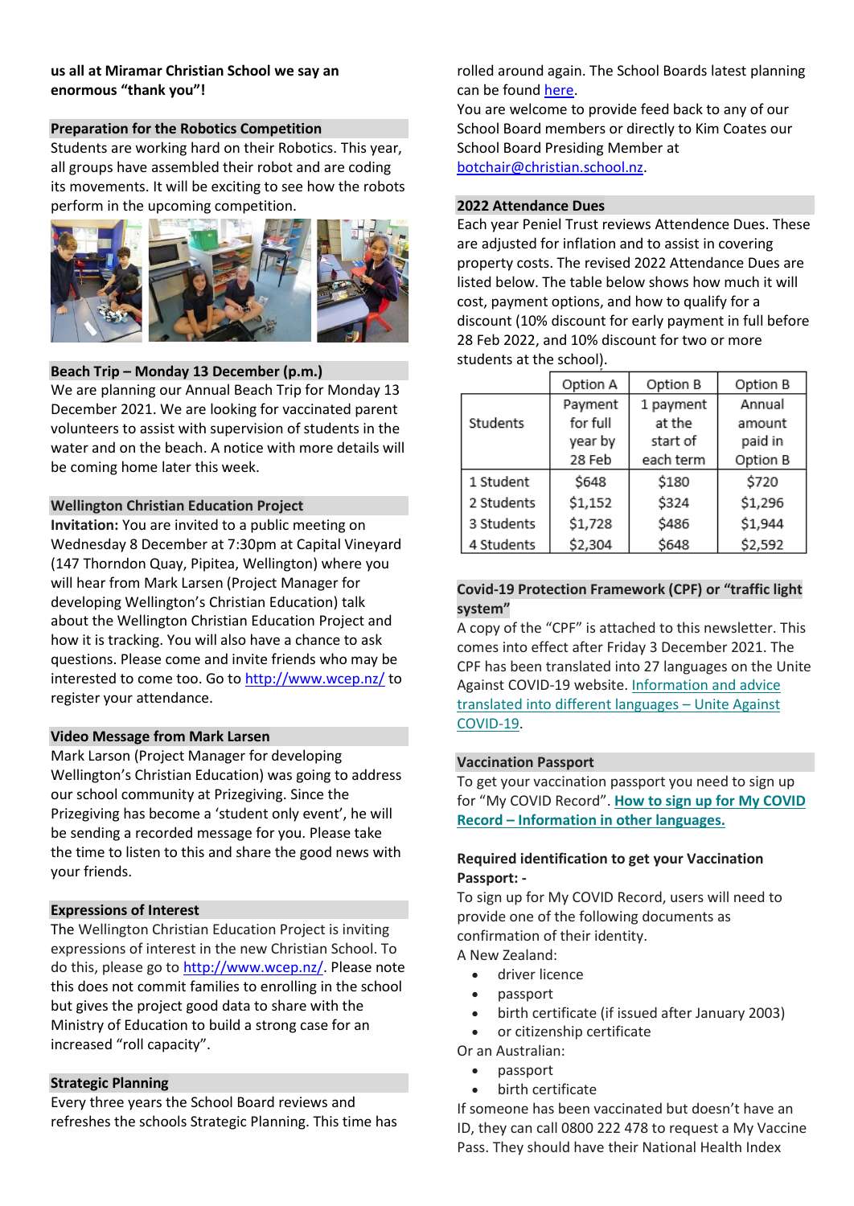**us all at Miramar Christian School we say an enormous "thank you"!**

## Preparation for the Robotics Competition

Students are working hard on their Robotics. This year, all groups have assembled their robot and are coding its movements. It will be exciting to see how the robots perform in the upcoming competition.

## Beach Trip – Monday 13 December (p.m.)

We are planning our Annual Beach Trip for Monday 13 December 2021. We are looking for vaccinated parent volunteers to assist with supervision of students in the water and on the beach. A notice with more details will be coming home later this week.

## Wellington Christian Education Project

**Invitation:** You are invited to a public meeting on Wednesday 8 December at 7:30pm at Capital Vineyard (147 Thorndon Quay, Pipitea, Wellington) where you will hear from Mark Larsen (Project Manager for developing Wellington's Christian Education) talk about the Wellington Christian Education Project and how it is tracking. You will also have a chance to ask questions. Please come and invite friends who may be interested to come too. Go to http://www.wcep.nz/ to register your attendance.

## Video Message from Mark Larsen

Mark Larson (Project Manager for developing Wellington's Christian Education) was going to address our school community at Prizegiving. Since the Prizegiving has become a 'student only event', he will be sending a recorded message for you. Please take the time to listen to this and share the good news with your friends.

## Expressions of Interest

The Wellington Christian Education Project is inviting expressions of interest in the new Christian School. To do this, please go to http://www.wcep.nz/. Please note this does not commit families to enrolling in the school but gives the project good data to share with the Ministry of Education to build a strong case for an increased "roll capacity".

## Strategic Planning

Every three years the School Board reviews and refreshes the schools Strategic Planning. This time has rolled around again. The School Boards latest planning can be found here.

You are welcome to provide feed back to any of our School Board members or directly to Kim Coates our School Board Presiding Member at botchair@christian.school.nz.

## 2022 Attendance Dues

Each year Peniel Trust reviews Attendence Dues. These are adjusted for inflation and to assist in covering property costs. The revised 2022 Attendance Dues are listed below. The table below shows how much it will cost, payment options, and how to qualify for a discount (10% discount for early payment in full before 28 Feb 2022, and 10% discount for two or more students at the school).

| Students | Option A<br>Payment for full year by 28 Feb | Option B<br>1 payment at the start of each term | Option B<br>Annual amount paid in Option B |
|---|---|---|---|
| 1 Student | $648 | $180 | $720 |
| 2 Students | $1,152 | $324 | $1,296 |
| 3 Students | $1,728 | $486 | $1,944 |
| 4 Students | $2,304 | $648 | $2,592 |

## Covid-19 Protection Framework (CPF) or "traffic light system"

A copy of the "CPF" is attached to this newsletter. This comes into effect after Friday 3 December 2021. The CPF has been translated into 27 languages on the Unite Against COVID-19 website. Information and advice translated into different languages – Unite Against COVID-19.

## Vaccination Passport

To get your vaccination passport you need to sign up for "My COVID Record". **How to sign up for My COVID Record – Information in other languages.**

**Required identification to get your Vaccination Passport: -**

To sign up for My COVID Record, users will need to provide one of the following documents as confirmation of their identity.

A New Zealand:

- driver licence
- passport
- birth certificate (if issued after January 2003)
- or citizenship certificate

Or an Australian:

- passport
- birth certificate

If someone has been vaccinated but doesn't have an ID, they can call 0800 222 478 to request a My Vaccine Pass. They should have their National Health Index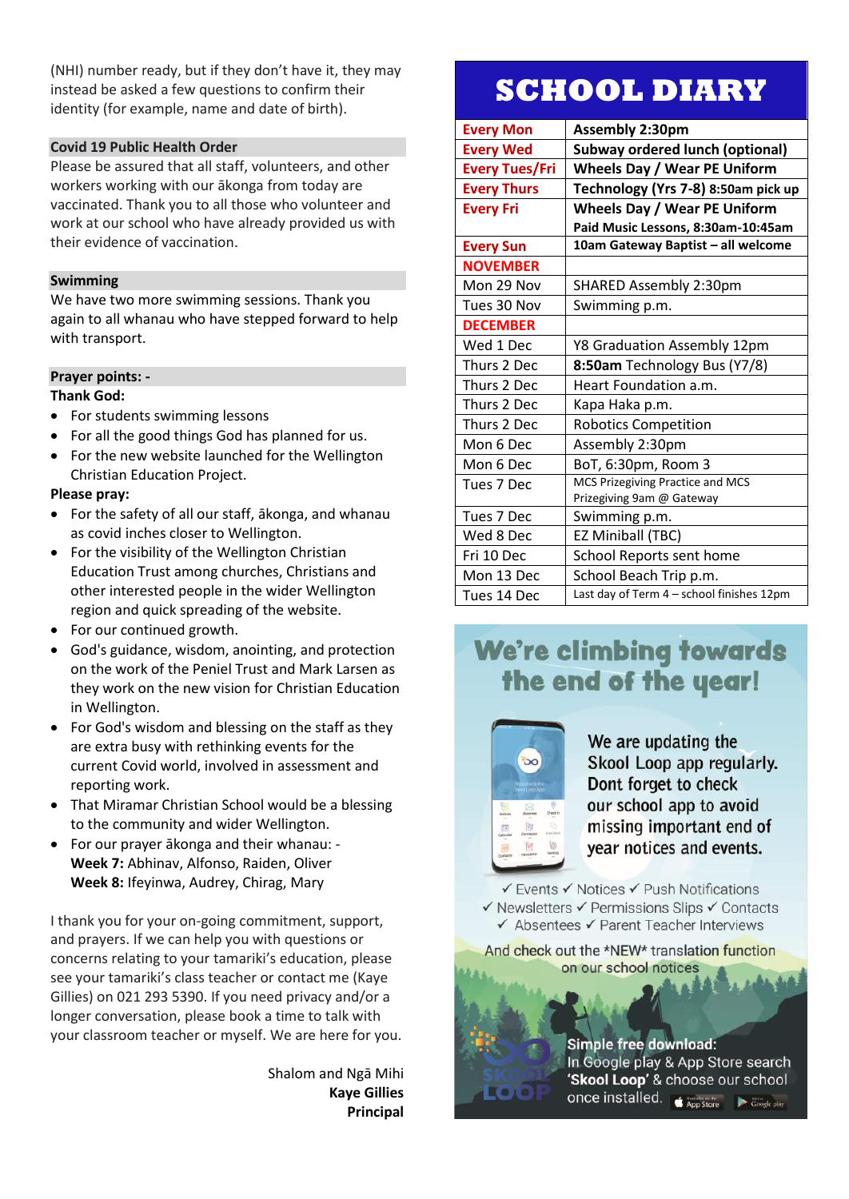(NHI) number ready, but if they don't have it, they may instead be asked a few questions to confirm their identity (for example, name and date of birth).

### Covid 19 Public Health Order

Please be assured that all staff, volunteers, and other workers working with our ākonga from today are vaccinated. Thank you to all those who volunteer and work at our school who have already provided us with their evidence of vaccination.

### Swimming

We have two more swimming sessions. Thank you again to all whanau who have stepped forward to help with transport.

### Prayer points: -

**Thank God:**

- For students swimming lessons
- For all the good things God has planned for us.
- For the new website launched for the Wellington Christian Education Project.

**Please pray:**

- For the safety of all our staff, ākonga, and whanau as covid inches closer to Wellington.
- For the visibility of the Wellington Christian Education Trust among churches, Christians and other interested people in the wider Wellington region and quick spreading of the website.
- For our continued growth.
- God's guidance, wisdom, anointing, and protection on the work of the Peniel Trust and Mark Larsen as they work on the new vision for Christian Education in Wellington.
- For God's wisdom and blessing on the staff as they are extra busy with rethinking events for the current Covid world, involved in assessment and reporting work.
- That Miramar Christian School would be a blessing to the community and wider Wellington.
- For our prayer ākonga and their whanau: -
  **Week 7:** Abhinav, Alfonso, Raiden, Oliver
  **Week 8:** Ifeyinwa, Audrey, Chirag, Mary

I thank you for your on-going commitment, support, and prayers. If we can help you with questions or concerns relating to your tamariki's education, please see your tamariki's class teacher or contact me (Kaye Gillies) on 021 293 5390. If you need privacy and/or a longer conversation, please book a time to talk with your classroom teacher or myself. We are here for you.

Shalom and Ngā Mihi
**Kaye Gillies**
**Principal**

## SCHOOL DIARY

| | |
|---|---|
| **Every Mon** | **Assembly 2:30pm** |
| **Every Wed** | **Subway ordered lunch (optional)** |
| **Every Tues/Fri** | **Wheels Day / Wear PE Uniform** |
| **Every Thurs** | **Technology (Yrs 7-8) 8:50am pick up** |
| **Every Fri** | **Wheels Day / Wear PE Uniform** **Paid Music Lessons, 8:30am-10:45am** |
| **Every Sun** | **10am Gateway Baptist – all welcome** |
| **NOVEMBER** | |
| Mon 29 Nov | SHARED Assembly 2:30pm |
| Tues 30 Nov | Swimming p.m. |
| **DECEMBER** | |
| Wed 1 Dec | Y8 Graduation Assembly 12pm |
| Thurs 2 Dec | **8:50am** Technology Bus (Y7/8) |
| Thurs 2 Dec | Heart Foundation a.m. |
| Thurs 2 Dec | Kapa Haka p.m. |
| Thurs 2 Dec | Robotics Competition |
| Mon 6 Dec | Assembly 2:30pm |
| Mon 6 Dec | BoT, 6:30pm, Room 3 |
| Tues 7 Dec | MCS Prizegiving Practice and MCS Prizegiving 9am @ Gateway |
| Tues 7 Dec | Swimming p.m. |
| Wed 8 Dec | EZ Miniball (TBC) |
| Fri 10 Dec | School Reports sent home |
| Mon 13 Dec | School Beach Trip p.m. |
| Tues 14 Dec | Last day of Term 4 – school finishes 12pm |

## We're climbing towards the end of the year!

We are updating the Skool Loop app regularly. Dont forget to check our school app to avoid missing important end of year notices and events.

✓ Events ✓ Notices ✓ Push Notifications
✓ Newsletters ✓ Permissions Slips ✓ Contacts
✓ Absentees ✓ Parent Teacher Interviews

And check out the *NEW* translation function on our school notices

**Simple free download:**
In Google play & App Store search **'Skool Loop'** & choose our school once installed.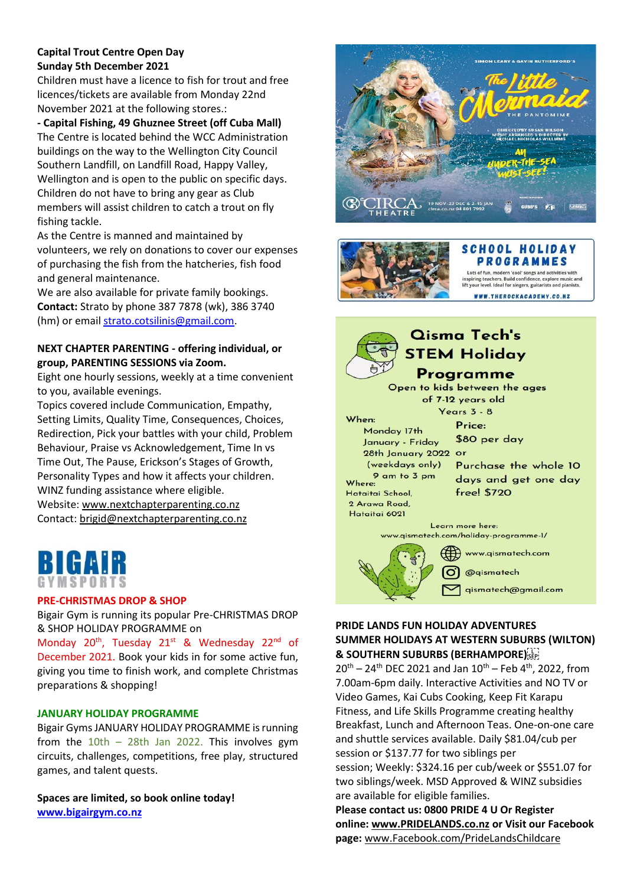**Capital Trout Centre Open Day**
**Sunday 5th December 2021**

Children must have a licence to fish for trout and free licences/tickets are available from Monday 22nd November 2021 at the following stores.:

**- Capital Fishing, 49 Ghuznee Street (off Cuba Mall)**

The Centre is located behind the WCC Administration buildings on the way to the Wellington City Council Southern Landfill, on Landfill Road, Happy Valley, Wellington and is open to the public on specific days. Children do not have to bring any gear as Club members will assist children to catch a trout on fly fishing tackle.

As the Centre is manned and maintained by volunteers, we rely on donations to cover our expenses of purchasing the fish from the hatcheries, fish food and general maintenance.

We are also available for private family bookings.

**Contact:** Strato by phone 387 7878 (wk), 386 3740 (hm) or email strato.cotsilinis@gmail.com.

**NEXT CHAPTER PARENTING - offering individual, or group, PARENTING SESSIONS via Zoom.**

Eight one hourly sessions, weekly at a time convenient to you, available evenings.

Topics covered include Communication, Empathy, Setting Limits, Quality Time, Consequences, Choices, Redirection, Pick your battles with your child, Problem Behaviour, Praise vs Acknowledgement, Time In vs Time Out, The Pause, Erickson's Stages of Growth, Personality Types and how it affects your children.

WINZ funding assistance where eligible.

Website: www.nextchapterparenting.co.nz

Contact: brigid@nextchapterparenting.co.nz

**BIGAIR GYMSPORTS**

**PRE-CHRISTMAS DROP & SHOP**

Bigair Gym is running its popular Pre-CHRISTMAS DROP & SHOP HOLIDAY PROGRAMME on Monday 20th, Tuesday 21st & Wednesday 22nd of December 2021. Book your kids in for some active fun, giving you time to finish work, and complete Christmas preparations & shopping!

**JANUARY HOLIDAY PROGRAMME**

Bigair Gyms JANUARY HOLIDAY PROGRAMME is running from the 10th – 28th Jan 2022. This involves gym circuits, challenges, competitions, free play, structured games, and talent quests.

**Spaces are limited, so book online today!**
**www.bigairgym.co.nz**

SIMON LEARY & GAVIN RUTHERFORD'S

The Little Mermaid

THE PANTOMIME

DIRECTED BY SUSAN WILSON
MUSIC ARRANGED & DIRECTED BY MICHAEL NICHOLAS WILLIAMS

AN UNDER-THE-SEA MUST-SEE!

CIRCA THEATRE

19 NOV – 23 DEC & 2–15 JAN
circa.co.nz 04 801 7992

**SCHOOL HOLIDAY PROGRAMMES**

Lots of fun, modern 'cool' songs and activities with inspiring teachers. Build confidence, explore music and lift your level. Ideal for singers, guitarists and pianists.

WWW.THEROCKACADEMY.CO.NZ

**Qisma Tech's STEM Holiday Programme**

Open to kids between the ages of 7-12 years old
Years 3 - 8

When:
Monday 17th January - Friday 28th January 2022 (weekdays only)
9 am to 3 pm

Where:
Hataitai School,
2 Arawa Road,
Hataitai 6021

Price:
$80 per day
or
Purchase the whole 10 days and get one day free! $720

Learn more here:
www.qismatech.com/holiday-programme-1/

www.qismatech.com
@qismatech
qismatech@gmail.com

**PRIDE LANDS FUN HOLIDAY ADVENTURES**
**SUMMER HOLIDAYS AT WESTERN SUBURBS (WILTON) & SOUTHERN SUBURBS (BERHAMPORE)**

20th – 24th DEC 2021 and Jan 10th – Feb 4th, 2022, from 7.00am-6pm daily. Interactive Activities and NO TV or Video Games, Kai Cubs Cooking, Keep Fit Karapu Fitness, and Life Skills Programme creating healthy Breakfast, Lunch and Afternoon Teas. One-on-one care and shuttle services available. Daily $81.04/cub per session or $137.77 for two siblings per session; Weekly: $324.16 per cub/week or $551.07 for two siblings/week. MSD Approved & WINZ subsidies are available for eligible families.

**Please contact us: 0800 PRIDE 4 U Or Register online: www.PRIDELANDS.co.nz or Visit our Facebook page:** www.Facebook.com/PrideLandsChildcare